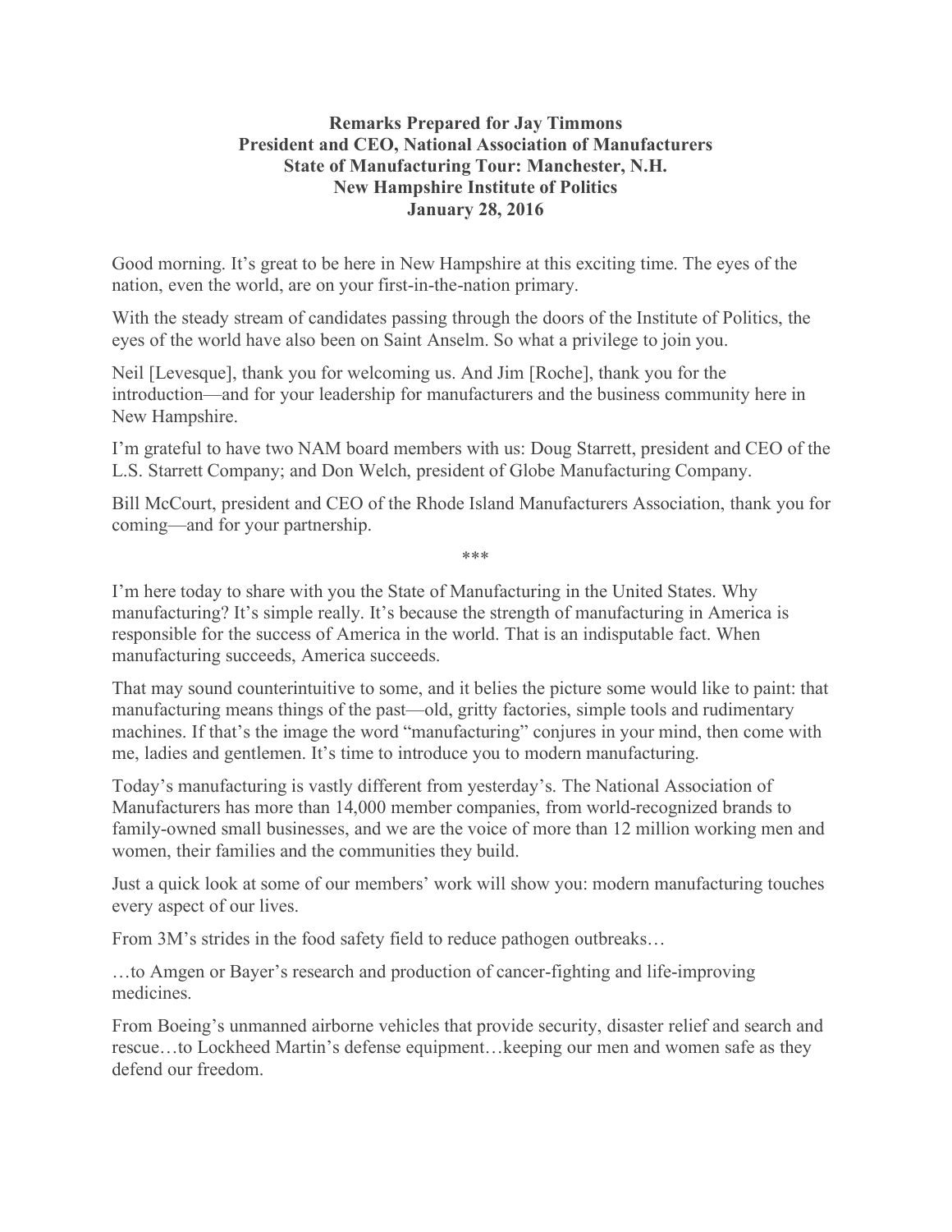**Remarks Prepared for Jay Timmons**
**President and CEO, National Association of Manufacturers**
**State of Manufacturing Tour: Manchester, N.H.**
**New Hampshire Institute of Politics**
**January 28, 2016**

Good morning. It's great to be here in New Hampshire at this exciting time. The eyes of the nation, even the world, are on your first-in-the-nation primary.

With the steady stream of candidates passing through the doors of the Institute of Politics, the eyes of the world have also been on Saint Anselm. So what a privilege to join you.

Neil [Levesque], thank you for welcoming us. And Jim [Roche], thank you for the introduction—and for your leadership for manufacturers and the business community here in New Hampshire.

I'm grateful to have two NAM board members with us: Doug Starrett, president and CEO of the L.S. Starrett Company; and Don Welch, president of Globe Manufacturing Company.

Bill McCourt, president and CEO of the Rhode Island Manufacturers Association, thank you for coming—and for your partnership.

***

I'm here today to share with you the State of Manufacturing in the United States. Why manufacturing? It's simple really. It's because the strength of manufacturing in America is responsible for the success of America in the world. That is an indisputable fact. When manufacturing succeeds, America succeeds.

That may sound counterintuitive to some, and it belies the picture some would like to paint: that manufacturing means things of the past—old, gritty factories, simple tools and rudimentary machines. If that's the image the word "manufacturing" conjures in your mind, then come with me, ladies and gentlemen. It's time to introduce you to modern manufacturing.

Today's manufacturing is vastly different from yesterday's. The National Association of Manufacturers has more than 14,000 member companies, from world-recognized brands to family-owned small businesses, and we are the voice of more than 12 million working men and women, their families and the communities they build.

Just a quick look at some of our members' work will show you: modern manufacturing touches every aspect of our lives.

From 3M's strides in the food safety field to reduce pathogen outbreaks…

…to Amgen or Bayer's research and production of cancer-fighting and life-improving medicines.

From Boeing's unmanned airborne vehicles that provide security, disaster relief and search and rescue…to Lockheed Martin's defense equipment…keeping our men and women safe as they defend our freedom.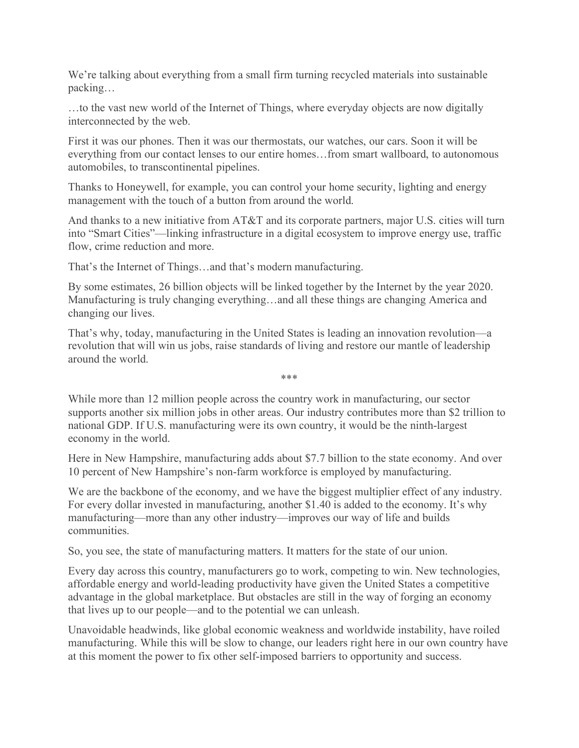We're talking about everything from a small firm turning recycled materials into sustainable packing…

…to the vast new world of the Internet of Things, where everyday objects are now digitally interconnected by the web.

First it was our phones. Then it was our thermostats, our watches, our cars. Soon it will be everything from our contact lenses to our entire homes…from smart wallboard, to autonomous automobiles, to transcontinental pipelines.

Thanks to Honeywell, for example, you can control your home security, lighting and energy management with the touch of a button from around the world.

And thanks to a new initiative from AT&T and its corporate partners, major U.S. cities will turn into "Smart Cities"—linking infrastructure in a digital ecosystem to improve energy use, traffic flow, crime reduction and more.

That's the Internet of Things…and that's modern manufacturing.

By some estimates, 26 billion objects will be linked together by the Internet by the year 2020. Manufacturing is truly changing everything…and all these things are changing America and changing our lives.

That's why, today, manufacturing in the United States is leading an innovation revolution—a revolution that will win us jobs, raise standards of living and restore our mantle of leadership around the world.

***

While more than 12 million people across the country work in manufacturing, our sector supports another six million jobs in other areas. Our industry contributes more than $2 trillion to national GDP. If U.S. manufacturing were its own country, it would be the ninth-largest economy in the world.

Here in New Hampshire, manufacturing adds about $7.7 billion to the state economy. And over 10 percent of New Hampshire's non-farm workforce is employed by manufacturing.

We are the backbone of the economy, and we have the biggest multiplier effect of any industry. For every dollar invested in manufacturing, another $1.40 is added to the economy. It's why manufacturing—more than any other industry—improves our way of life and builds communities.

So, you see, the state of manufacturing matters. It matters for the state of our union.

Every day across this country, manufacturers go to work, competing to win. New technologies, affordable energy and world-leading productivity have given the United States a competitive advantage in the global marketplace. But obstacles are still in the way of forging an economy that lives up to our people—and to the potential we can unleash.

Unavoidable headwinds, like global economic weakness and worldwide instability, have roiled manufacturing. While this will be slow to change, our leaders right here in our own country have at this moment the power to fix other self-imposed barriers to opportunity and success.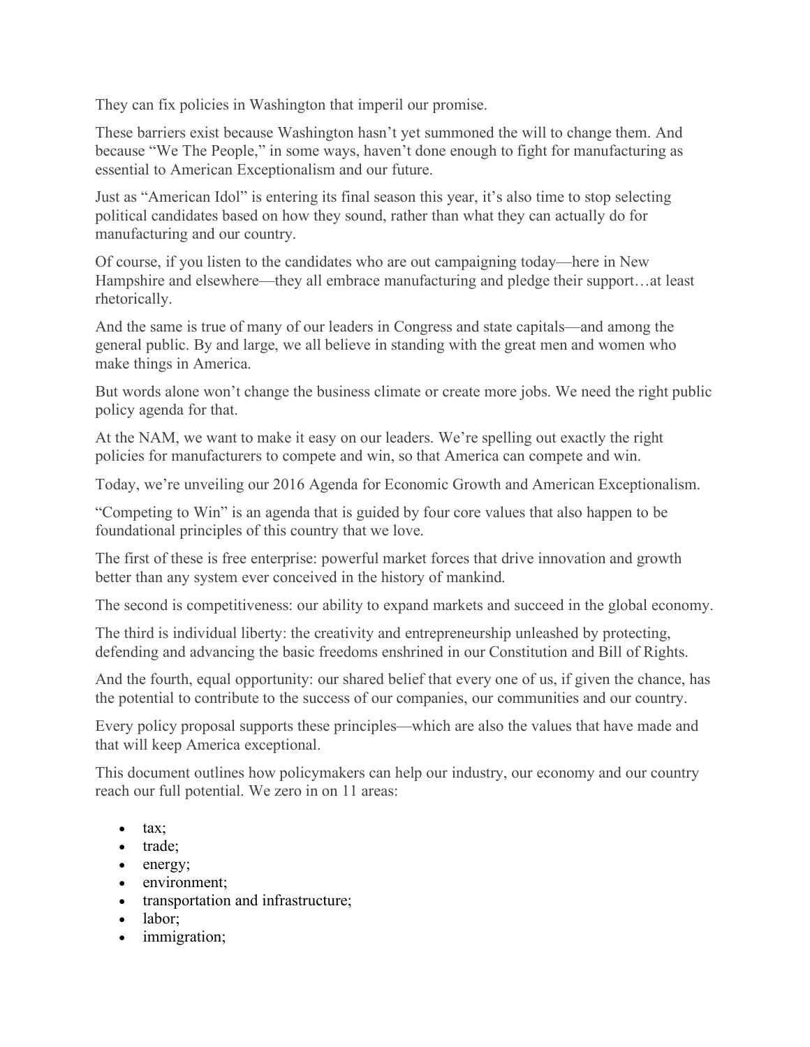They can fix policies in Washington that imperil our promise.

These barriers exist because Washington hasn't yet summoned the will to change them. And because "We The People," in some ways, haven't done enough to fight for manufacturing as essential to American Exceptionalism and our future.

Just as "American Idol" is entering its final season this year, it's also time to stop selecting political candidates based on how they sound, rather than what they can actually do for manufacturing and our country.

Of course, if you listen to the candidates who are out campaigning today—here in New Hampshire and elsewhere—they all embrace manufacturing and pledge their support…at least rhetorically.

And the same is true of many of our leaders in Congress and state capitals—and among the general public. By and large, we all believe in standing with the great men and women who make things in America.

But words alone won't change the business climate or create more jobs. We need the right public policy agenda for that.

At the NAM, we want to make it easy on our leaders. We're spelling out exactly the right policies for manufacturers to compete and win, so that America can compete and win.

Today, we're unveiling our 2016 Agenda for Economic Growth and American Exceptionalism.

"Competing to Win" is an agenda that is guided by four core values that also happen to be foundational principles of this country that we love.

The first of these is free enterprise: powerful market forces that drive innovation and growth better than any system ever conceived in the history of mankind.

The second is competitiveness: our ability to expand markets and succeed in the global economy.

The third is individual liberty: the creativity and entrepreneurship unleashed by protecting, defending and advancing the basic freedoms enshrined in our Constitution and Bill of Rights.

And the fourth, equal opportunity: our shared belief that every one of us, if given the chance, has the potential to contribute to the success of our companies, our communities and our country.

Every policy proposal supports these principles—which are also the values that have made and that will keep America exceptional.

This document outlines how policymakers can help our industry, our economy and our country reach our full potential. We zero in on 11 areas:

- tax;
- trade;
- energy;
- environment;
- transportation and infrastructure;
- labor;
- immigration;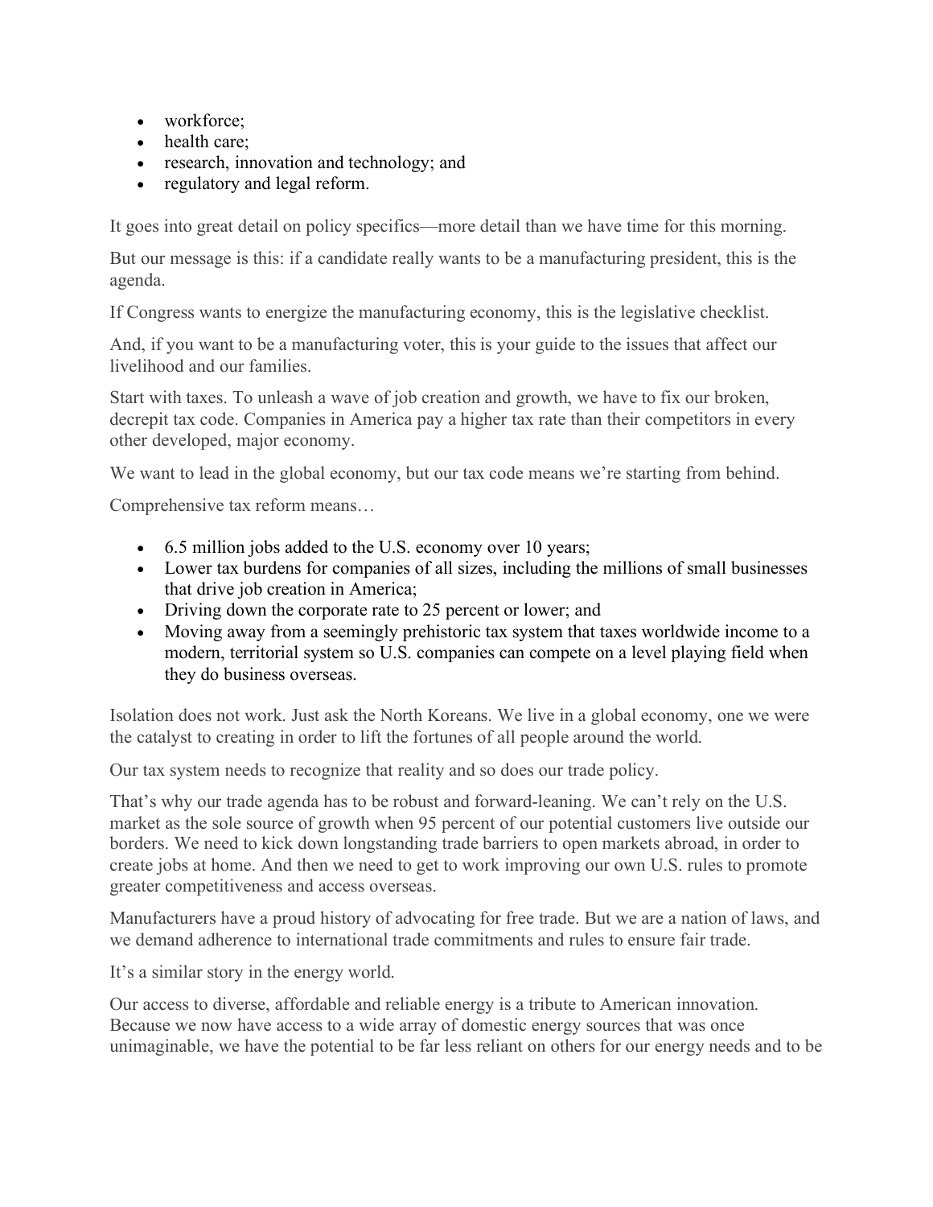- workforce;
- health care;
- research, innovation and technology; and
- regulatory and legal reform.

It goes into great detail on policy specifics—more detail than we have time for this morning.

But our message is this: if a candidate really wants to be a manufacturing president, this is the agenda.

If Congress wants to energize the manufacturing economy, this is the legislative checklist.

And, if you want to be a manufacturing voter, this is your guide to the issues that affect our livelihood and our families.

Start with taxes. To unleash a wave of job creation and growth, we have to fix our broken, decrepit tax code. Companies in America pay a higher tax rate than their competitors in every other developed, major economy.

We want to lead in the global economy, but our tax code means we're starting from behind.

Comprehensive tax reform means…

- 6.5 million jobs added to the U.S. economy over 10 years;
- Lower tax burdens for companies of all sizes, including the millions of small businesses that drive job creation in America;
- Driving down the corporate rate to 25 percent or lower; and
- Moving away from a seemingly prehistoric tax system that taxes worldwide income to a modern, territorial system so U.S. companies can compete on a level playing field when they do business overseas.

Isolation does not work. Just ask the North Koreans. We live in a global economy, one we were the catalyst to creating in order to lift the fortunes of all people around the world.

Our tax system needs to recognize that reality and so does our trade policy.

That's why our trade agenda has to be robust and forward-leaning. We can't rely on the U.S. market as the sole source of growth when 95 percent of our potential customers live outside our borders. We need to kick down longstanding trade barriers to open markets abroad, in order to create jobs at home. And then we need to get to work improving our own U.S. rules to promote greater competitiveness and access overseas.

Manufacturers have a proud history of advocating for free trade. But we are a nation of laws, and we demand adherence to international trade commitments and rules to ensure fair trade.

It's a similar story in the energy world.

Our access to diverse, affordable and reliable energy is a tribute to American innovation. Because we now have access to a wide array of domestic energy sources that was once unimaginable, we have the potential to be far less reliant on others for our energy needs and to be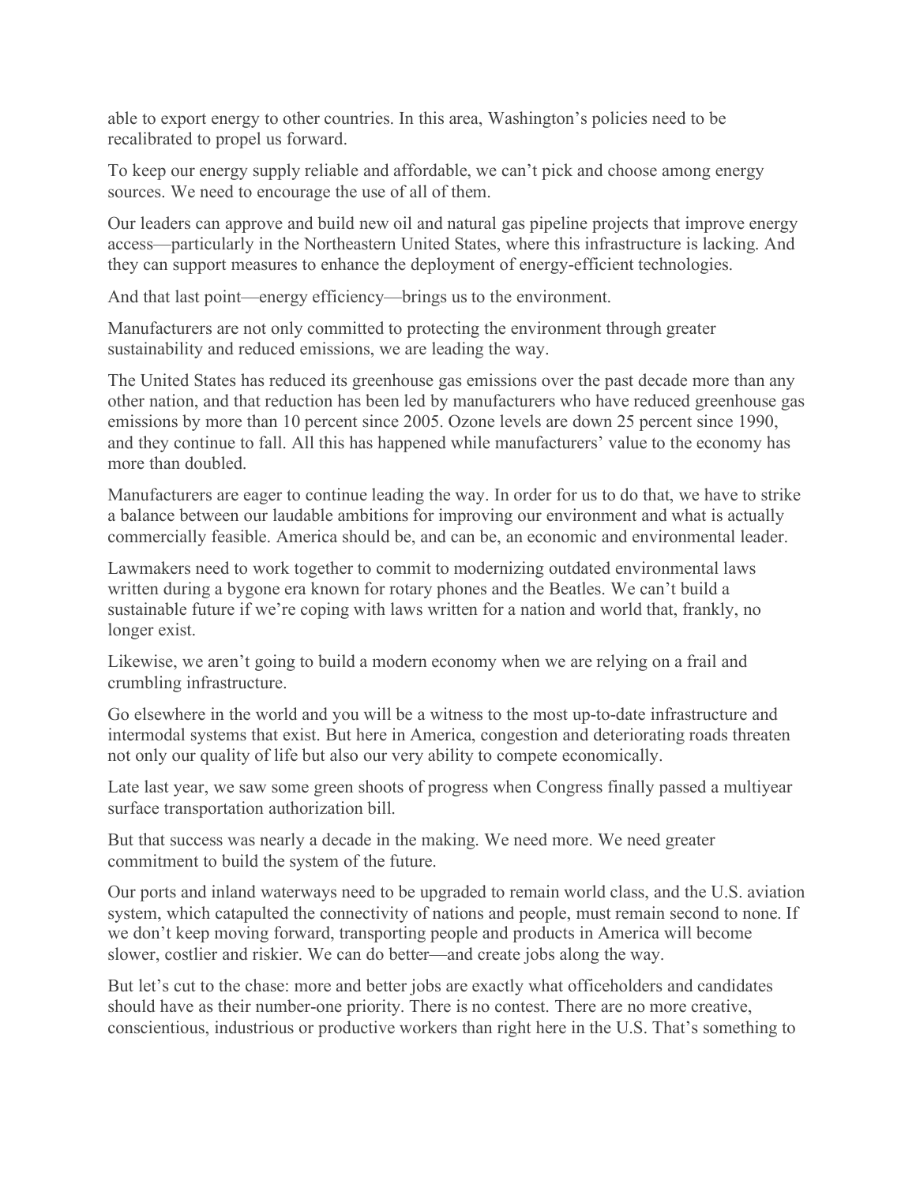able to export energy to other countries. In this area, Washington's policies need to be recalibrated to propel us forward.

To keep our energy supply reliable and affordable, we can't pick and choose among energy sources. We need to encourage the use of all of them.

Our leaders can approve and build new oil and natural gas pipeline projects that improve energy access—particularly in the Northeastern United States, where this infrastructure is lacking. And they can support measures to enhance the deployment of energy-efficient technologies.

And that last point—energy efficiency—brings us to the environment.

Manufacturers are not only committed to protecting the environment through greater sustainability and reduced emissions, we are leading the way.

The United States has reduced its greenhouse gas emissions over the past decade more than any other nation, and that reduction has been led by manufacturers who have reduced greenhouse gas emissions by more than 10 percent since 2005. Ozone levels are down 25 percent since 1990, and they continue to fall. All this has happened while manufacturers' value to the economy has more than doubled.

Manufacturers are eager to continue leading the way. In order for us to do that, we have to strike a balance between our laudable ambitions for improving our environment and what is actually commercially feasible. America should be, and can be, an economic and environmental leader.

Lawmakers need to work together to commit to modernizing outdated environmental laws written during a bygone era known for rotary phones and the Beatles. We can't build a sustainable future if we're coping with laws written for a nation and world that, frankly, no longer exist.

Likewise, we aren't going to build a modern economy when we are relying on a frail and crumbling infrastructure.

Go elsewhere in the world and you will be a witness to the most up-to-date infrastructure and intermodal systems that exist. But here in America, congestion and deteriorating roads threaten not only our quality of life but also our very ability to compete economically.

Late last year, we saw some green shoots of progress when Congress finally passed a multiyear surface transportation authorization bill.

But that success was nearly a decade in the making. We need more. We need greater commitment to build the system of the future.

Our ports and inland waterways need to be upgraded to remain world class, and the U.S. aviation system, which catapulted the connectivity of nations and people, must remain second to none. If we don't keep moving forward, transporting people and products in America will become slower, costlier and riskier. We can do better—and create jobs along the way.

But let's cut to the chase: more and better jobs are exactly what officeholders and candidates should have as their number-one priority. There is no contest. There are no more creative, conscientious, industrious or productive workers than right here in the U.S. That's something to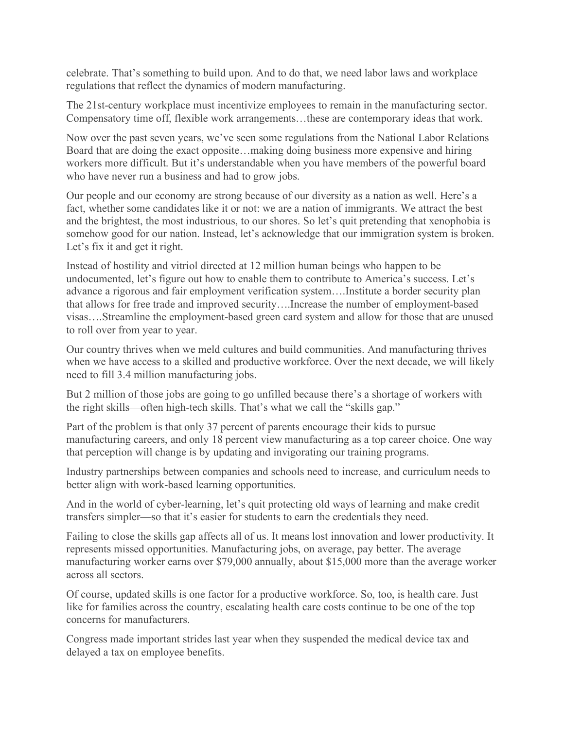celebrate. That's something to build upon. And to do that, we need labor laws and workplace regulations that reflect the dynamics of modern manufacturing.

The 21st-century workplace must incentivize employees to remain in the manufacturing sector. Compensatory time off, flexible work arrangements…these are contemporary ideas that work.

Now over the past seven years, we've seen some regulations from the National Labor Relations Board that are doing the exact opposite…making doing business more expensive and hiring workers more difficult. But it's understandable when you have members of the powerful board who have never run a business and had to grow jobs.

Our people and our economy are strong because of our diversity as a nation as well. Here's a fact, whether some candidates like it or not: we are a nation of immigrants. We attract the best and the brightest, the most industrious, to our shores. So let's quit pretending that xenophobia is somehow good for our nation. Instead, let's acknowledge that our immigration system is broken. Let's fix it and get it right.

Instead of hostility and vitriol directed at 12 million human beings who happen to be undocumented, let's figure out how to enable them to contribute to America's success. Let's advance a rigorous and fair employment verification system….Institute a border security plan that allows for free trade and improved security….Increase the number of employment-based visas….Streamline the employment-based green card system and allow for those that are unused to roll over from year to year.

Our country thrives when we meld cultures and build communities. And manufacturing thrives when we have access to a skilled and productive workforce. Over the next decade, we will likely need to fill 3.4 million manufacturing jobs.

But 2 million of those jobs are going to go unfilled because there's a shortage of workers with the right skills—often high-tech skills. That's what we call the "skills gap."

Part of the problem is that only 37 percent of parents encourage their kids to pursue manufacturing careers, and only 18 percent view manufacturing as a top career choice. One way that perception will change is by updating and invigorating our training programs.

Industry partnerships between companies and schools need to increase, and curriculum needs to better align with work-based learning opportunities.

And in the world of cyber-learning, let's quit protecting old ways of learning and make credit transfers simpler—so that it's easier for students to earn the credentials they need.

Failing to close the skills gap affects all of us. It means lost innovation and lower productivity. It represents missed opportunities. Manufacturing jobs, on average, pay better. The average manufacturing worker earns over $79,000 annually, about $15,000 more than the average worker across all sectors.

Of course, updated skills is one factor for a productive workforce. So, too, is health care. Just like for families across the country, escalating health care costs continue to be one of the top concerns for manufacturers.

Congress made important strides last year when they suspended the medical device tax and delayed a tax on employee benefits.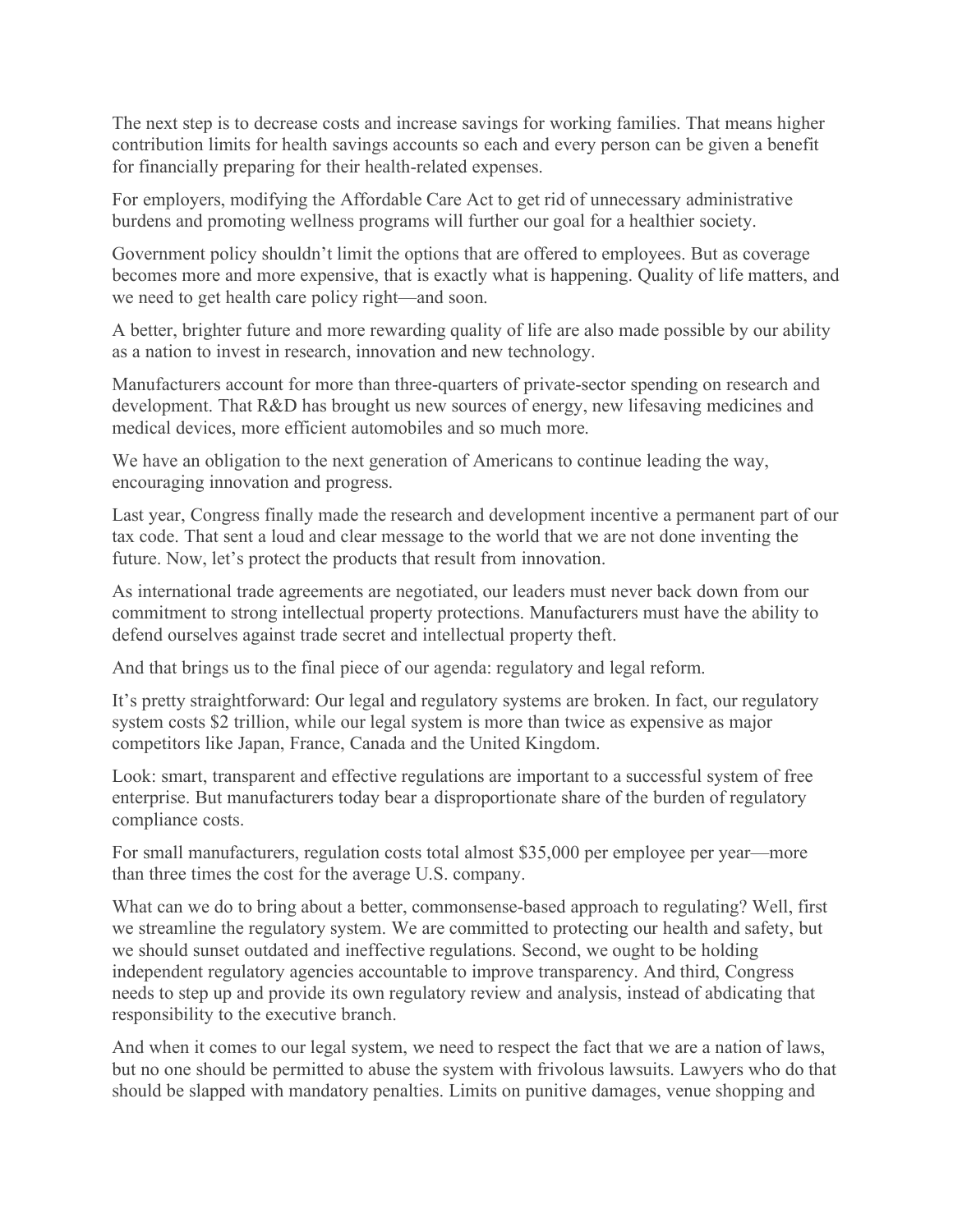The next step is to decrease costs and increase savings for working families. That means higher contribution limits for health savings accounts so each and every person can be given a benefit for financially preparing for their health-related expenses.

For employers, modifying the Affordable Care Act to get rid of unnecessary administrative burdens and promoting wellness programs will further our goal for a healthier society.

Government policy shouldn't limit the options that are offered to employees. But as coverage becomes more and more expensive, that is exactly what is happening. Quality of life matters, and we need to get health care policy right—and soon.

A better, brighter future and more rewarding quality of life are also made possible by our ability as a nation to invest in research, innovation and new technology.

Manufacturers account for more than three-quarters of private-sector spending on research and development. That R&D has brought us new sources of energy, new lifesaving medicines and medical devices, more efficient automobiles and so much more.

We have an obligation to the next generation of Americans to continue leading the way, encouraging innovation and progress.

Last year, Congress finally made the research and development incentive a permanent part of our tax code. That sent a loud and clear message to the world that we are not done inventing the future. Now, let's protect the products that result from innovation.

As international trade agreements are negotiated, our leaders must never back down from our commitment to strong intellectual property protections. Manufacturers must have the ability to defend ourselves against trade secret and intellectual property theft.

And that brings us to the final piece of our agenda: regulatory and legal reform.

It's pretty straightforward: Our legal and regulatory systems are broken. In fact, our regulatory system costs $2 trillion, while our legal system is more than twice as expensive as major competitors like Japan, France, Canada and the United Kingdom.

Look: smart, transparent and effective regulations are important to a successful system of free enterprise. But manufacturers today bear a disproportionate share of the burden of regulatory compliance costs.

For small manufacturers, regulation costs total almost $35,000 per employee per year—more than three times the cost for the average U.S. company.

What can we do to bring about a better, commonsense-based approach to regulating? Well, first we streamline the regulatory system. We are committed to protecting our health and safety, but we should sunset outdated and ineffective regulations. Second, we ought to be holding independent regulatory agencies accountable to improve transparency. And third, Congress needs to step up and provide its own regulatory review and analysis, instead of abdicating that responsibility to the executive branch.

And when it comes to our legal system, we need to respect the fact that we are a nation of laws, but no one should be permitted to abuse the system with frivolous lawsuits. Lawyers who do that should be slapped with mandatory penalties. Limits on punitive damages, venue shopping and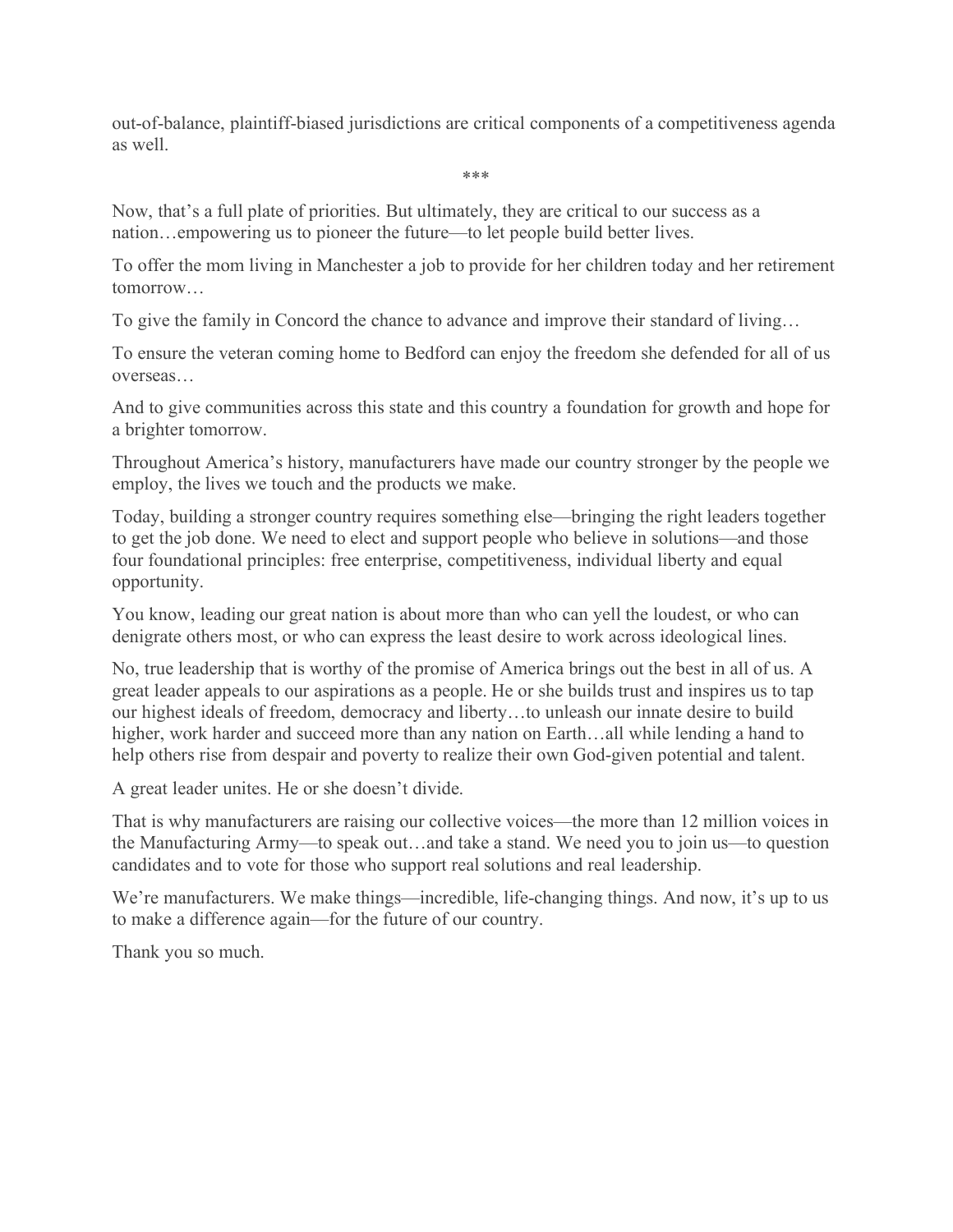out-of-balance, plaintiff-biased jurisdictions are critical components of a competitiveness agenda as well.

***

Now, that's a full plate of priorities. But ultimately, they are critical to our success as a nation…empowering us to pioneer the future—to let people build better lives.

To offer the mom living in Manchester a job to provide for her children today and her retirement tomorrow…

To give the family in Concord the chance to advance and improve their standard of living…

To ensure the veteran coming home to Bedford can enjoy the freedom she defended for all of us overseas…

And to give communities across this state and this country a foundation for growth and hope for a brighter tomorrow.

Throughout America's history, manufacturers have made our country stronger by the people we employ, the lives we touch and the products we make.

Today, building a stronger country requires something else—bringing the right leaders together to get the job done. We need to elect and support people who believe in solutions—and those four foundational principles: free enterprise, competitiveness, individual liberty and equal opportunity.

You know, leading our great nation is about more than who can yell the loudest, or who can denigrate others most, or who can express the least desire to work across ideological lines.

No, true leadership that is worthy of the promise of America brings out the best in all of us. A great leader appeals to our aspirations as a people. He or she builds trust and inspires us to tap our highest ideals of freedom, democracy and liberty…to unleash our innate desire to build higher, work harder and succeed more than any nation on Earth…all while lending a hand to help others rise from despair and poverty to realize their own God-given potential and talent.

A great leader unites. He or she doesn't divide.

That is why manufacturers are raising our collective voices—the more than 12 million voices in the Manufacturing Army—to speak out…and take a stand. We need you to join us—to question candidates and to vote for those who support real solutions and real leadership.

We're manufacturers. We make things—incredible, life-changing things. And now, it's up to us to make a difference again—for the future of our country.

Thank you so much.